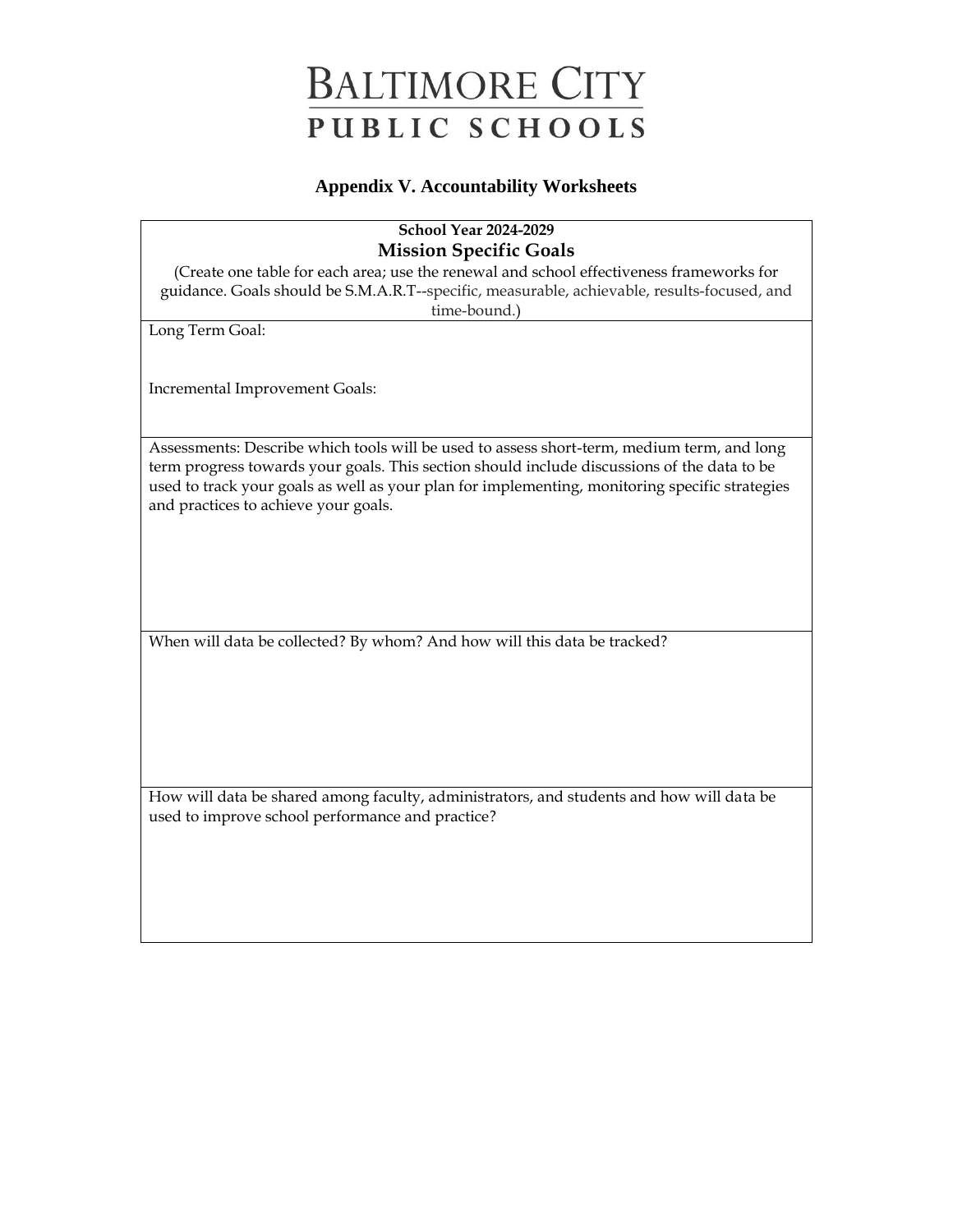# BALTIMORE CITY PUBLIC SCHOOLS

## Appendix V. Accountability Worksheets

| **School Year 2024-2029**<br>**Mission Specific Goals**<br>(Create one table for each area; use the renewal and school effectiveness frameworks for guidance. Goals should be S.M.A.R.T--specific, measurable, achievable, results-focused, and time-bound.) |
|---|
| Long Term Goal:<br><br>Incremental Improvement Goals: |
| Assessments: Describe which tools will be used to assess short-term, medium term, and long term progress towards your goals. This section should include discussions of the data to be used to track your goals as well as your plan for implementing, monitoring specific strategies and practices to achieve your goals. |
| When will data be collected? By whom? And how will this data be tracked? |
| How will data be shared among faculty, administrators, and students and how will data be used to improve school performance and practice? |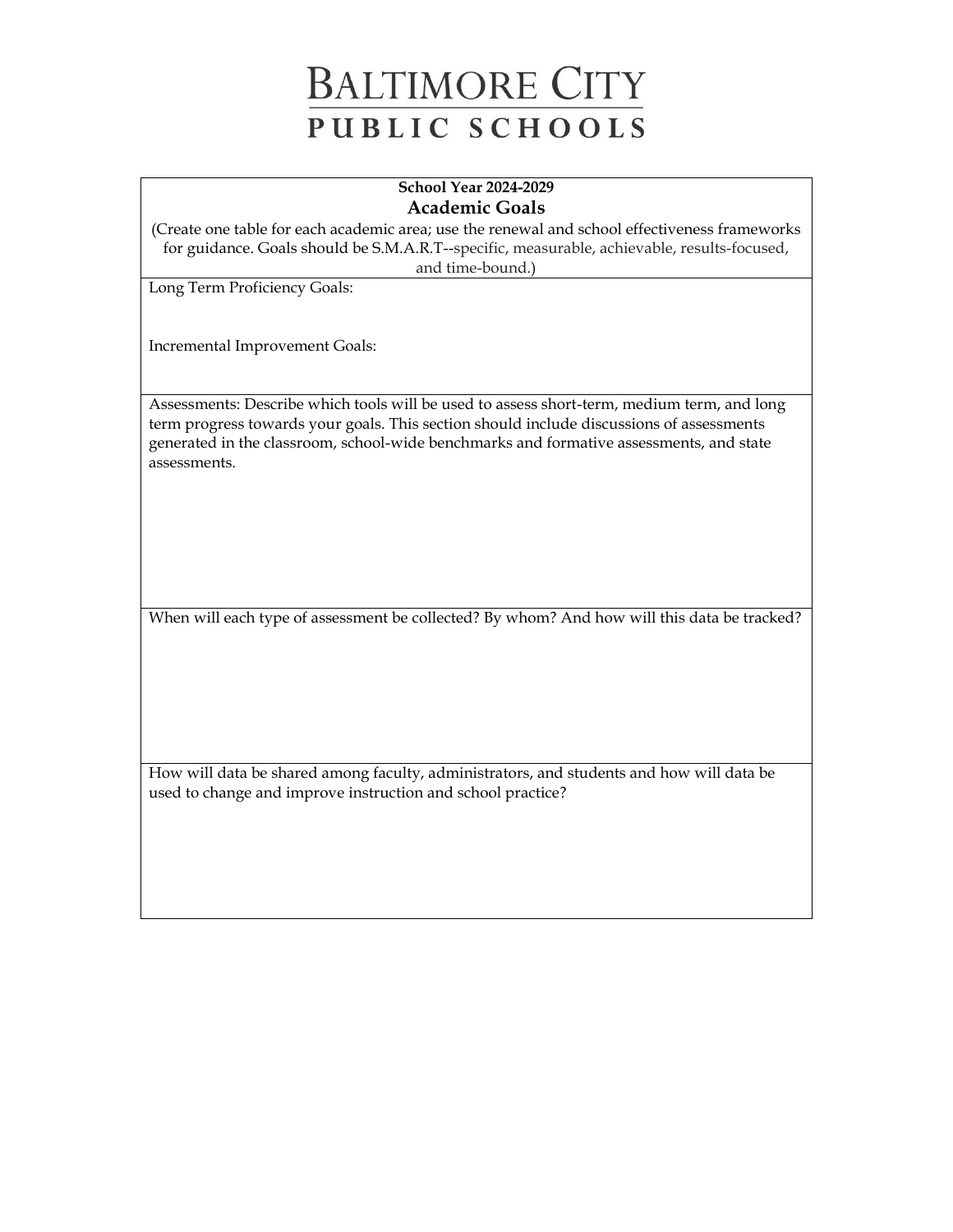# Baltimore City Public Schools

| **School Year 2024-2029**<br>**Academic Goals**<br>(Create one table for each academic area; use the renewal and school effectiveness frameworks for guidance. Goals should be S.M.A.R.T--specific, measurable, achievable, results-focused, and time-bound.) |
|---|
| Long Term Proficiency Goals:<br><br>Incremental Improvement Goals: |
| Assessments: Describe which tools will be used to assess short-term, medium term, and long term progress towards your goals. This section should include discussions of assessments generated in the classroom, school-wide benchmarks and formative assessments, and state assessments. |
| When will each type of assessment be collected? By whom? And how will this data be tracked? |
| How will data be shared among faculty, administrators, and students and how will data be used to change and improve instruction and school practice? |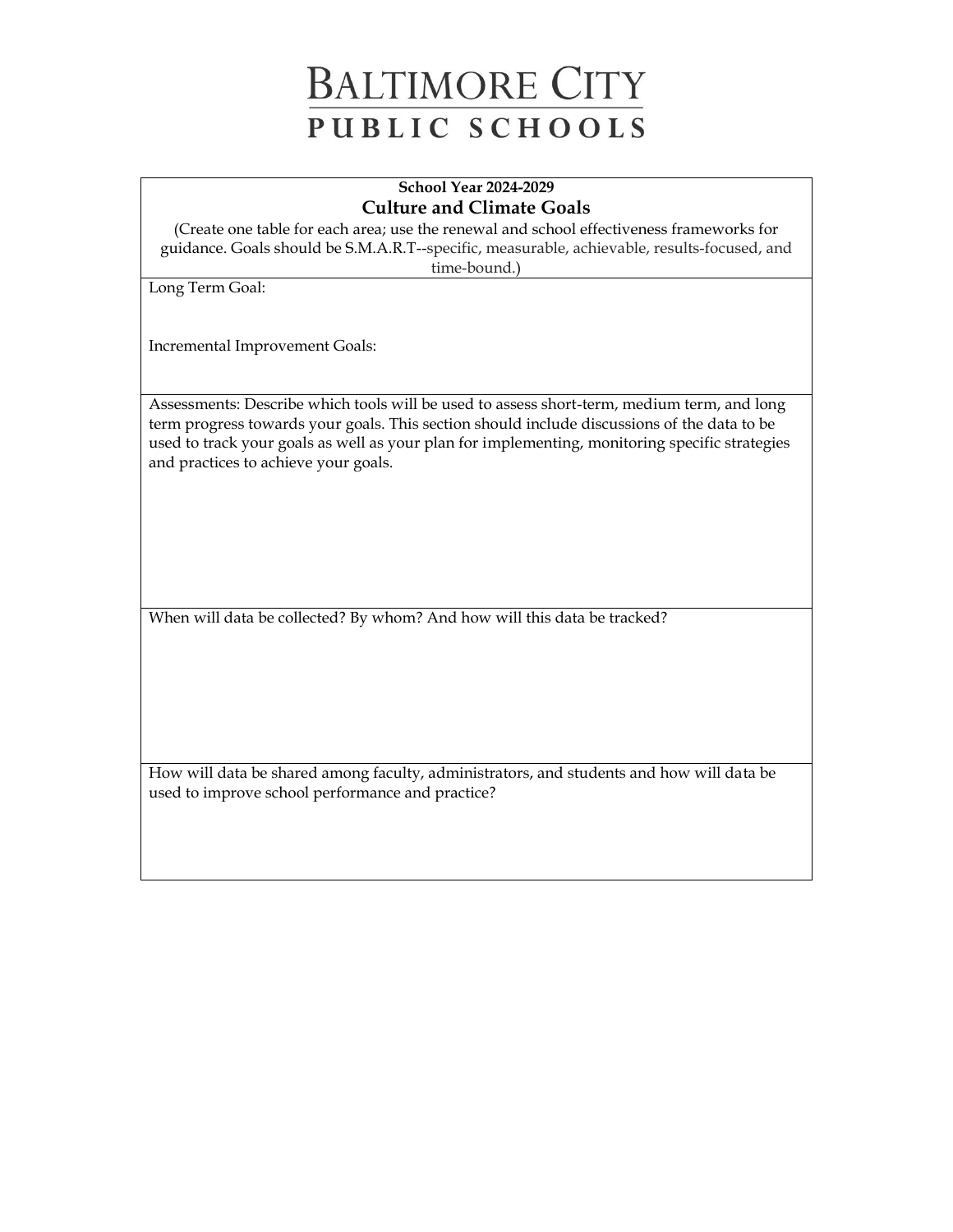# BALTIMORE CITY PUBLIC SCHOOLS

| **School Year 2024-2029**<br>**Culture and Climate Goals**<br>(Create one table for each area; use the renewal and school effectiveness frameworks for guidance. Goals should be S.M.A.R.T--specific, measurable, achievable, results-focused, and time-bound.) |
|---|
| Long Term Goal:<br><br>Incremental Improvement Goals: |
| Assessments: Describe which tools will be used to assess short-term, medium term, and long term progress towards your goals. This section should include discussions of the data to be used to track your goals as well as your plan for implementing, monitoring specific strategies and practices to achieve your goals. |
| When will data be collected? By whom? And how will this data be tracked? |
| How will data be shared among faculty, administrators, and students and how will data be used to improve school performance and practice? |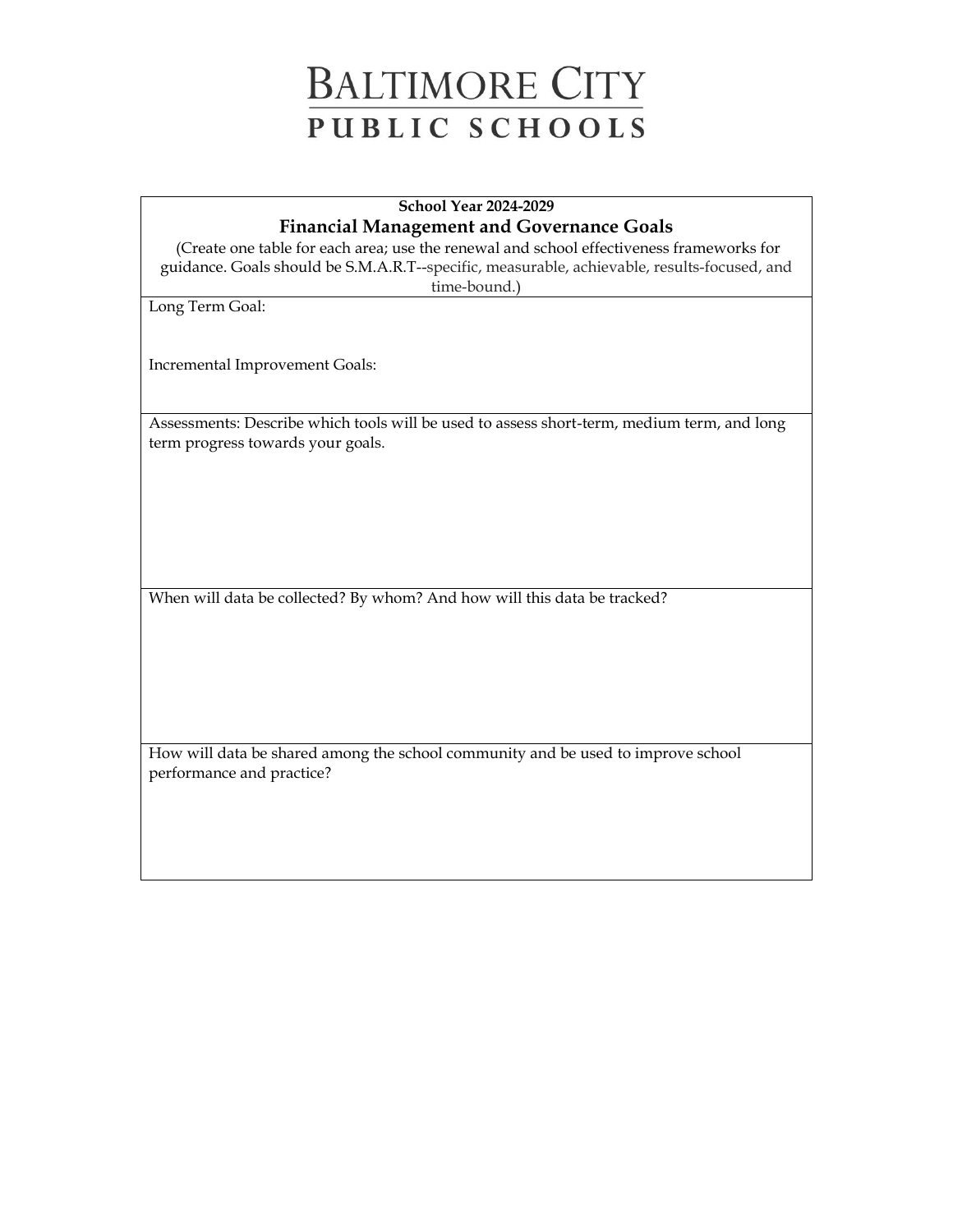# BALTIMORE CITY PUBLIC SCHOOLS

| School Year 2024-2029<br>**Financial Management and Governance Goals**<br>(Create one table for each area; use the renewal and school effectiveness frameworks for guidance. Goals should be S.M.A.R.T--specific, measurable, achievable, results-focused, and time-bound.) |
|---|
| Long Term Goal:<br><br>Incremental Improvement Goals: |
| Assessments: Describe which tools will be used to assess short-term, medium term, and long term progress towards your goals. |
| When will data be collected? By whom? And how will this data be tracked? |
| How will data be shared among the school community and be used to improve school performance and practice? |